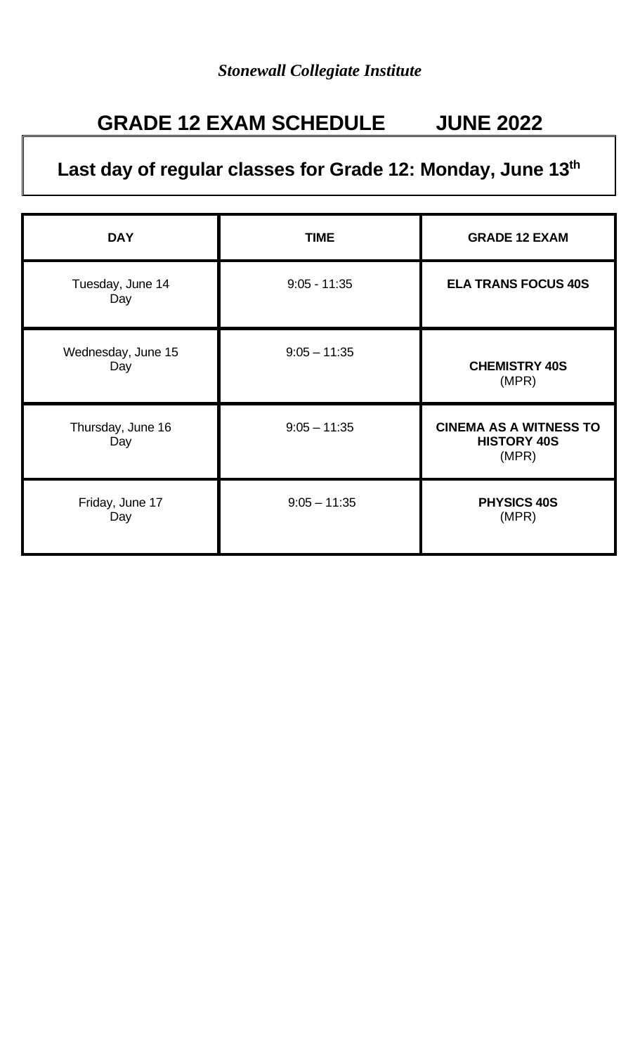*Stonewall Collegiate Institute*

# GRADE 12 EXAM SCHEDULE JUNE 2022

## Last day of regular classes for Grade 12: Monday, June 13th

| DAY | TIME | GRADE 12 EXAM |
|---|---|---|
| Tuesday, June 14 Day | 9:05 - 11:35 | **ELA TRANS FOCUS 40S** |
| Wednesday, June 15 Day | 9:05 – 11:35 | **CHEMISTRY 40S** (MPR) |
| Thursday, June 16 Day | 9:05 – 11:35 | **CINEMA AS A WITNESS TO HISTORY 40S** (MPR) |
| Friday, June 17 Day | 9:05 – 11:35 | **PHYSICS 40S** (MPR) |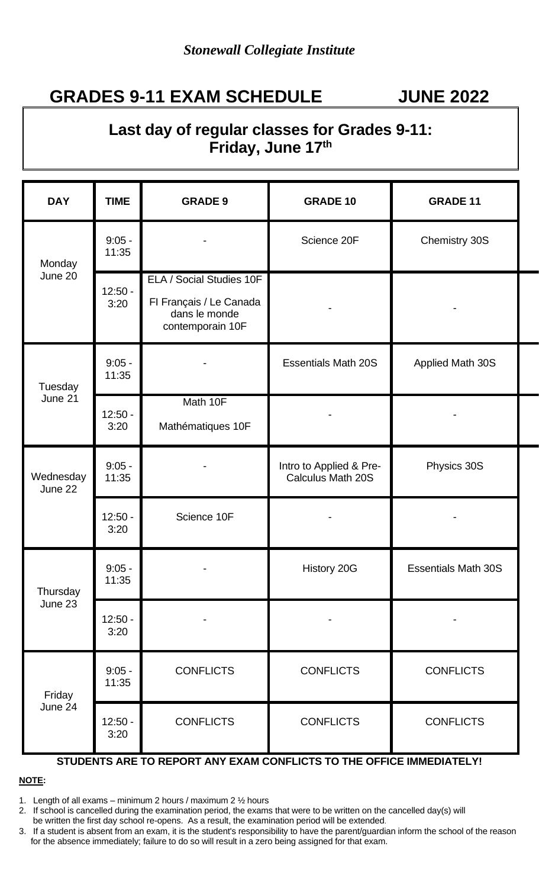*Stonewall Collegiate Institute*

# GRADES 9-11 EXAM SCHEDULE JUNE 2022

## Last day of regular classes for Grades 9-11: Friday, June 17th

| DAY | TIME | GRADE 9 | GRADE 10 | GRADE 11 |
|---|---|---|---|---|
| Monday June 20 | 9:05 - 11:35 | - | Science 20F | Chemistry 30S |
| | 12:50 - 3:20 | ELA / Social Studies 10F<br>FI Français / Le Canada dans le monde contemporain 10F | - | - |
| Tuesday June 21 | 9:05 - 11:35 | - | Essentials Math 20S | Applied Math 30S |
| | 12:50 - 3:20 | Math 10F<br>Mathématiques 10F | - | - |
| Wednesday June 22 | 9:05 - 11:35 | - | Intro to Applied & Pre-Calculus Math 20S | Physics 30S |
| | 12:50 - 3:20 | Science 10F | - | - |
| Thursday June 23 | 9:05 - 11:35 | - | History 20G | Essentials Math 30S |
| | 12:50 - 3:20 | - | - | - |
| Friday June 24 | 9:05 - 11:35 | CONFLICTS | CONFLICTS | CONFLICTS |
| | 12:50 - 3:20 | CONFLICTS | CONFLICTS | CONFLICTS |

**STUDENTS ARE TO REPORT ANY EXAM CONFLICTS TO THE OFFICE IMMEDIATELY!**

**NOTE:**

1. Length of all exams – minimum 2 hours / maximum 2 ½ hours
2. If school is cancelled during the examination period, the exams that were to be written on the cancelled day(s) will be written the first day school re-opens. As a result, the examination period will be extended.
3. If a student is absent from an exam, it is the student's responsibility to have the parent/guardian inform the school of the reason for the absence immediately; failure to do so will result in a zero being assigned for that exam.